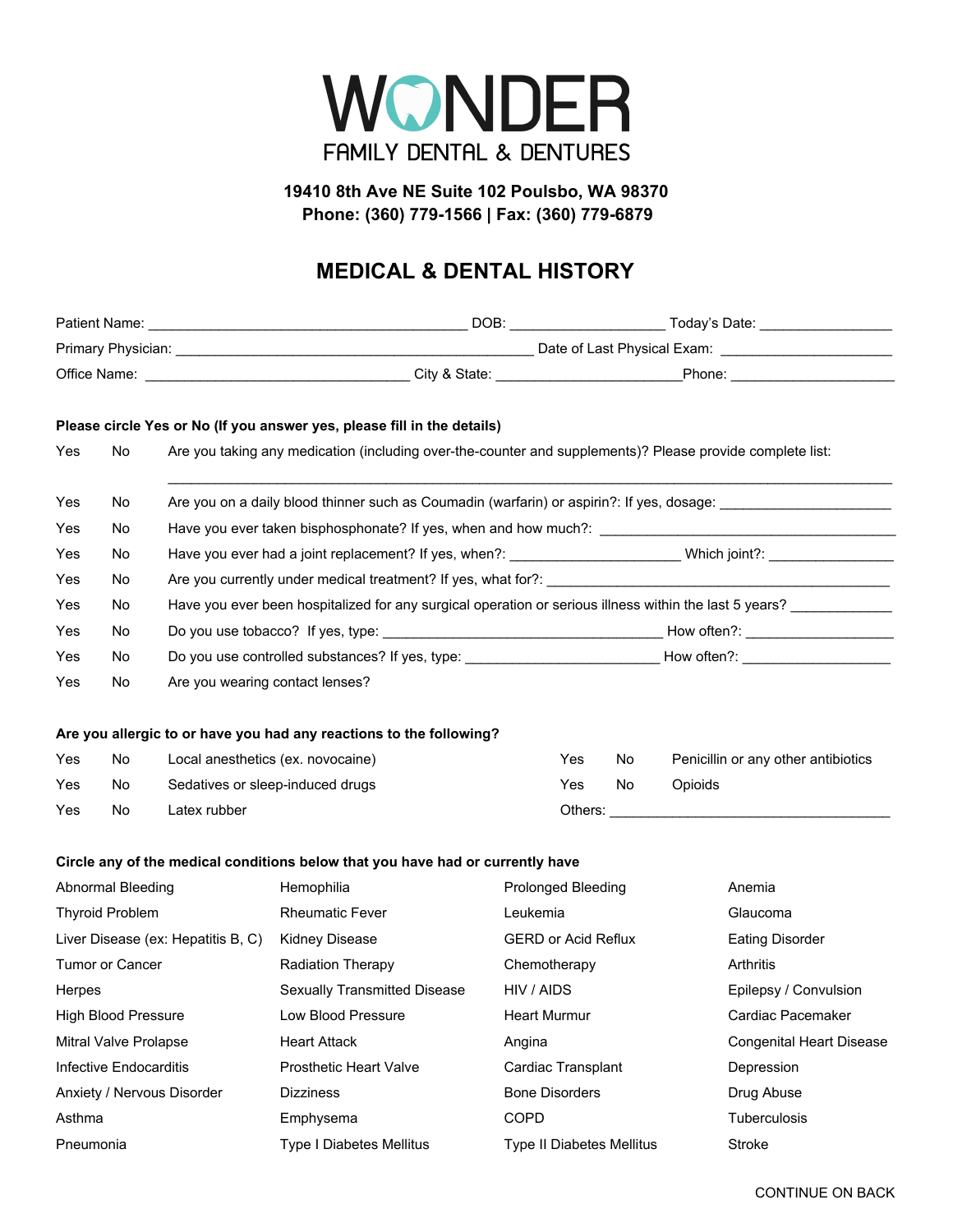# WONDER
FAMILY DENTAL & DENTURES

**19410 8th Ave NE Suite 102 Poulsbo, WA 98370**
**Phone: (360) 779-1566 | Fax: (360) 779-6879**

## MEDICAL & DENTAL HISTORY

Patient Name: ________________________________________ DOB: ___________________ Today's Date: ________________

Primary Physician: _____________________________________________ Date of Last Physical Exam: _____________________

Office Name: _________________________________ City & State: _______________________Phone: _____________________

**Please circle Yes or No (If you answer yes, please fill in the details)**

Yes No Are you taking any medication (including over-the-counter and supplements)? Please provide complete list:

_____________________________________________________________________________________________

Yes No Are you on a daily blood thinner such as Coumadin (warfarin) or aspirin?: If yes, dosage: _____________________

Yes No Have you ever taken bisphosphonate? If yes, when and how much?: ______________________________________

Yes No Have you ever had a joint replacement? If yes, when?: _____________________ Which joint?: ________________

Yes No Are you currently under medical treatment? If yes, what for?: _____________________________________________

Yes No Have you ever been hospitalized for any surgical operation or serious illness within the last 5 years? ____________

Yes No Do you use tobacco? If yes, type: ___________________________________ How often?: ___________________

Yes No Do you use controlled substances? If yes, type: ________________________ How often?: ___________________

Yes No Are you wearing contact lenses?

**Are you allergic to or have you had any reactions to the following?**

Yes No Local anesthetics (ex. novocaine)

Yes No Sedatives or sleep-induced drugs

Yes No Latex rubber

Yes No Penicillin or any other antibiotics

Yes No Opioids

Others: _____________________________________

**Circle any of the medical conditions below that you have had or currently have**

| | | | |
|---|---|---|---|
| Abnormal Bleeding | Hemophilia | Prolonged Bleeding | Anemia |
| Thyroid Problem | Rheumatic Fever | Leukemia | Glaucoma |
| Liver Disease (ex: Hepatitis B, C) | Kidney Disease | GERD or Acid Reflux | Eating Disorder |
| Tumor or Cancer | Radiation Therapy | Chemotherapy | Arthritis |
| Herpes | Sexually Transmitted Disease | HIV / AIDS | Epilepsy / Convulsion |
| High Blood Pressure | Low Blood Pressure | Heart Murmur | Cardiac Pacemaker |
| Mitral Valve Prolapse | Heart Attack | Angina | Congenital Heart Disease |
| Infective Endocarditis | Prosthetic Heart Valve | Cardiac Transplant | Depression |
| Anxiety / Nervous Disorder | Dizziness | Bone Disorders | Drug Abuse |
| Asthma | Emphysema | COPD | Tuberculosis |
| Pneumonia | Type I Diabetes Mellitus | Type II Diabetes Mellitus | Stroke |

CONTINUE ON BACK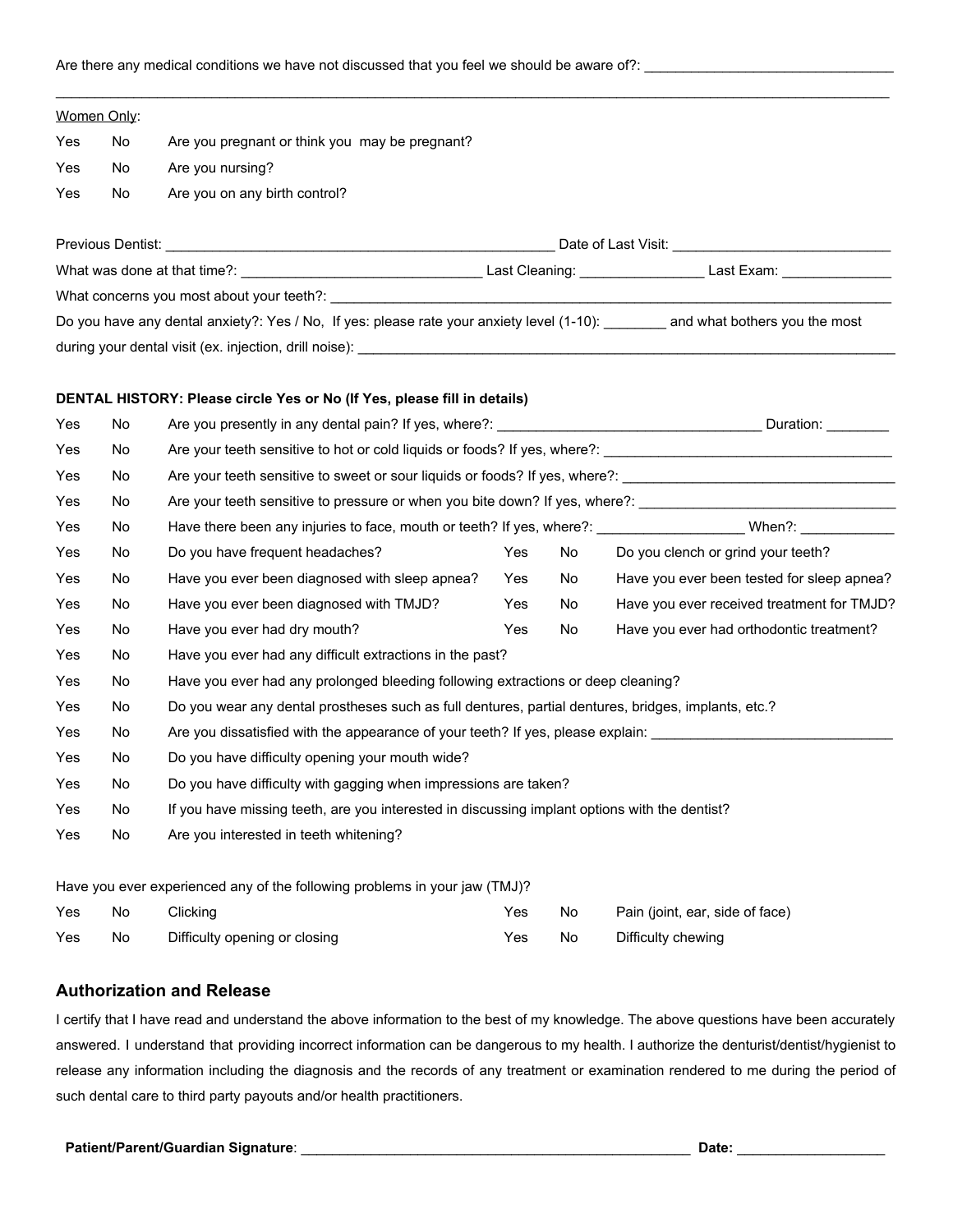Are there any medical conditions we have not discussed that you feel we should be aware of?: ________________________________

________________________________________________________________________________________________________________

Women Only:

| | | |
|---|---|---|
| Yes | No | Are you pregnant or think you may be pregnant? |
| Yes | No | Are you nursing? |
| Yes | No | Are you on any birth control? |

Previous Dentist: ___________________________________________________ Date of Last Visit: ____________________________

What was done at that time?: ________________________________ Last Cleaning: ________________ Last Exam: ______________

What concerns you most about your teeth?: ___________________________________________________________________________

Do you have any dental anxiety?: Yes / No, If yes: please rate your anxiety level (1-10): ________ and what bothers you the most during your dental visit (ex. injection, drill noise): ___________________________________________________________________________

**DENTAL HISTORY: Please circle Yes or No (If Yes, please fill in details)**

| | | | | | |
|---|---|---|---|---|---|
| Yes | No | Are you presently in any dental pain? If yes, where?: __________________________________ Duration: ________ | | | |
| Yes | No | Are your teeth sensitive to hot or cold liquids or foods? If yes, where?: ______________________________________ | | | |
| Yes | No | Are your teeth sensitive to sweet or sour liquids or foods? If yes, where?: ____________________________________ | | | |
| Yes | No | Are your teeth sensitive to pressure or when you bite down? If yes, where?: __________________________________ | | | |
| Yes | No | Have there been any injuries to face, mouth or teeth? If yes, where?: ___________________ When?: ____________ | | | |
| Yes | No | Do you have frequent headaches? | Yes | No | Do you clench or grind your teeth? |
| Yes | No | Have you ever been diagnosed with sleep apnea? | Yes | No | Have you ever been tested for sleep apnea? |
| Yes | No | Have you ever been diagnosed with TMJD? | Yes | No | Have you ever received treatment for TMJD? |
| Yes | No | Have you ever had dry mouth? | Yes | No | Have you ever had orthodontic treatment? |
| Yes | No | Have you ever had any difficult extractions in the past? | | | |
| Yes | No | Have you ever had any prolonged bleeding following extractions or deep cleaning? | | | |
| Yes | No | Do you wear any dental prostheses such as full dentures, partial dentures, bridges, implants, etc.? | | | |
| Yes | No | Are you dissatisfied with the appearance of your teeth? If yes, please explain: _______________________________ | | | |
| Yes | No | Do you have difficulty opening your mouth wide? | | | |
| Yes | No | Do you have difficulty with gagging when impressions are taken? | | | |
| Yes | No | If you have missing teeth, are you interested in discussing implant options with the dentist? | | | |
| Yes | No | Are you interested in teeth whitening? | | | |

Have you ever experienced any of the following problems in your jaw (TMJ)?

| | | | | | |
|---|---|---|---|---|---|
| Yes | No | Clicking | Yes | No | Pain (joint, ear, side of face) |
| Yes | No | Difficulty opening or closing | Yes | No | Difficulty chewing |

## Authorization and Release

I certify that I have read and understand the above information to the best of my knowledge. The above questions have been accurately answered. I understand that providing incorrect information can be dangerous to my health. I authorize the denturist/dentist/hygienist to release any information including the diagnosis and the records of any treatment or examination rendered to me during the period of such dental care to third party payouts and/or health practitioners.

**Patient/Parent/Guardian Signature**: _____________________________________________________ **Date:** ___________________